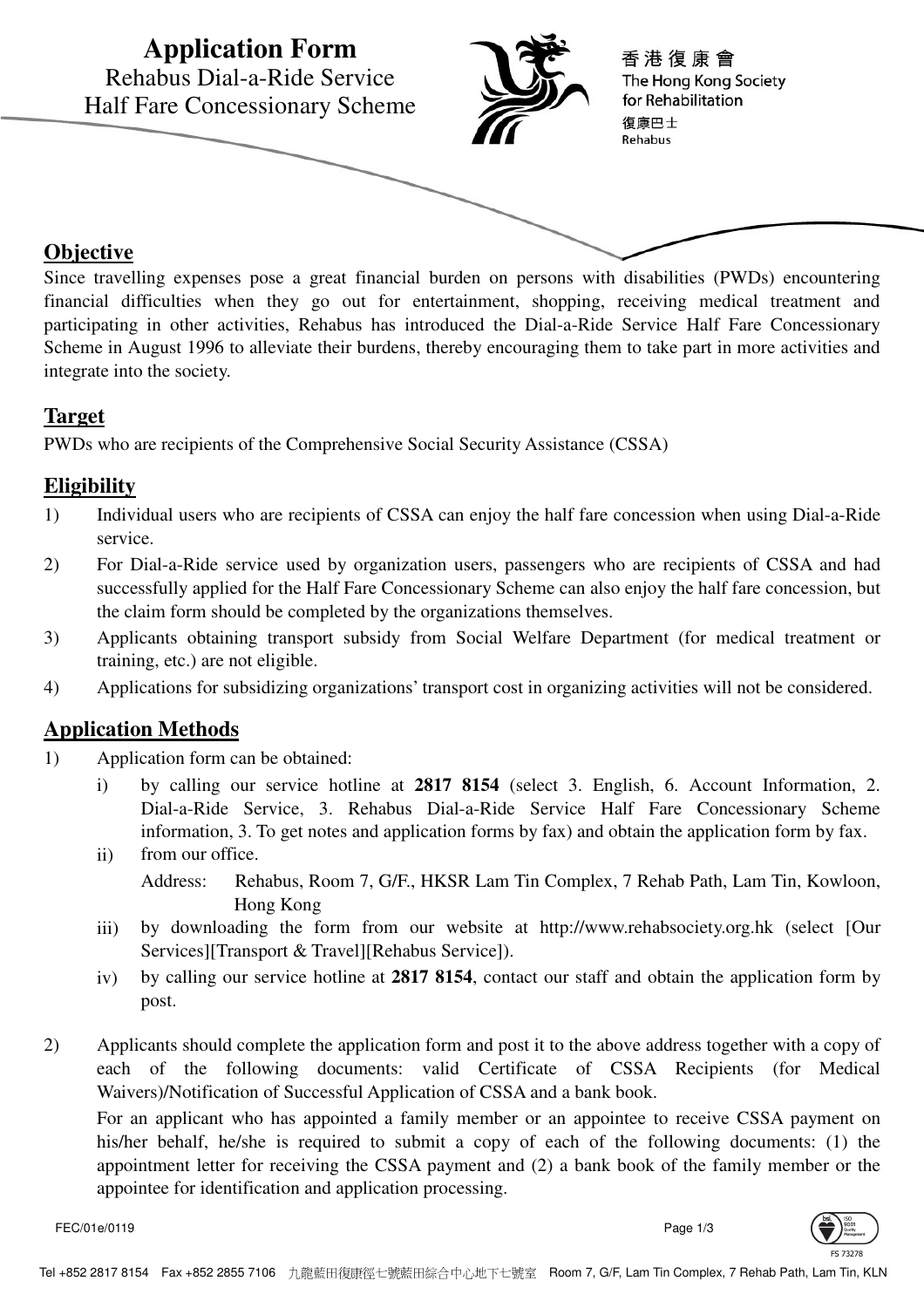# Application Form

Rehabus Dial-a-Ride Service
Half Fare Concessionary Scheme

香港復康會
The Hong Kong Society for Rehabilitation
復康巴士
Rehabus

## Objective

Since travelling expenses pose a great financial burden on persons with disabilities (PWDs) encountering financial difficulties when they go out for entertainment, shopping, receiving medical treatment and participating in other activities, Rehabus has introduced the Dial-a-Ride Service Half Fare Concessionary Scheme in August 1996 to alleviate their burdens, thereby encouraging them to take part in more activities and integrate into the society.

## Target

PWDs who are recipients of the Comprehensive Social Security Assistance (CSSA)

## Eligibility

1) Individual users who are recipients of CSSA can enjoy the half fare concession when using Dial-a-Ride service.
2) For Dial-a-Ride service used by organization users, passengers who are recipients of CSSA and had successfully applied for the Half Fare Concessionary Scheme can also enjoy the half fare concession, but the claim form should be completed by the organizations themselves.
3) Applicants obtaining transport subsidy from Social Welfare Department (for medical treatment or training, etc.) are not eligible.
4) Applications for subsidizing organizations' transport cost in organizing activities will not be considered.

## Application Methods

1) Application form can be obtained:
   i) by calling our service hotline at **2817 8154** (select 3. English, 6. Account Information, 2. Dial-a-Ride Service, 3. Rehabus Dial-a-Ride Service Half Fare Concessionary Scheme information, 3. To get notes and application forms by fax) and obtain the application form by fax.
   ii) from our office.
   Address: Rehabus, Room 7, G/F., HKSR Lam Tin Complex, 7 Rehab Path, Lam Tin, Kowloon, Hong Kong
   iii) by downloading the form from our website at http://www.rehabsociety.org.hk (select [Our Services][Transport & Travel][Rehabus Service]).
   iv) by calling our service hotline at **2817 8154**, contact our staff and obtain the application form by post.

2) Applicants should complete the application form and post it to the above address together with a copy of each of the following documents: valid Certificate of CSSA Recipients (for Medical Waivers)/Notification of Successful Application of CSSA and a bank book.

   For an applicant who has appointed a family member or an appointee to receive CSSA payment on his/her behalf, he/she is required to submit a copy of each of the following documents: (1) the appointment letter for receiving the CSSA payment and (2) a bank book of the family member or the appointee for identification and application processing.

FEC/01e/0119

Tel +852 2817 8154 Fax +852 2855 7106 九龍藍田復康徑七號藍田綜合中心地下七號室 Room 7, G/F, Lam Tin Complex, 7 Rehab Path, Lam Tin, KLN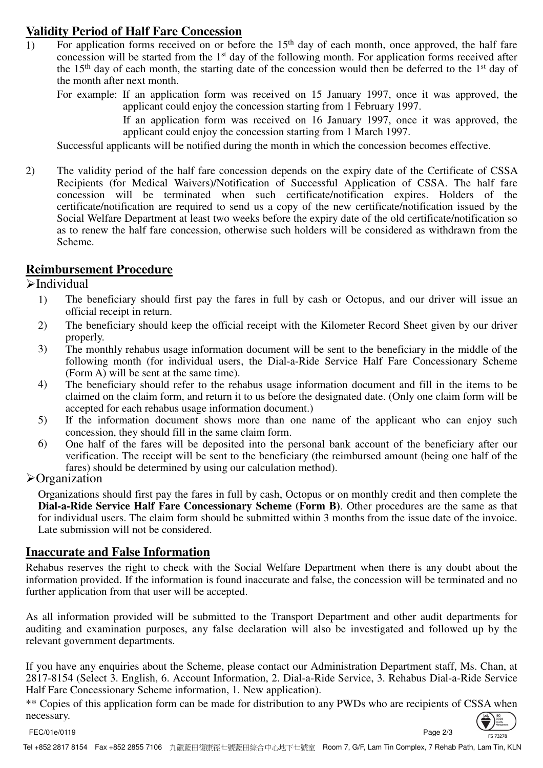## Validity Period of Half Fare Concession

1) For application forms received on or before the 15th day of each month, once approved, the half fare concession will be started from the 1st day of the following month. For application forms received after the 15th day of each month, the starting date of the concession would then be deferred to the 1st day of the month after next month.

   For example: If an application form was received on 15 January 1997, once it was approved, the applicant could enjoy the concession starting from 1 February 1997.

   If an application form was received on 16 January 1997, once it was approved, the applicant could enjoy the concession starting from 1 March 1997.

   Successful applicants will be notified during the month in which the concession becomes effective.

2) The validity period of the half fare concession depends on the expiry date of the Certificate of CSSA Recipients (for Medical Waivers)/Notification of Successful Application of CSSA. The half fare concession will be terminated when such certificate/notification expires. Holders of the certificate/notification are required to send us a copy of the new certificate/notification issued by the Social Welfare Department at least two weeks before the expiry date of the old certificate/notification so as to renew the half fare concession, otherwise such holders will be considered as withdrawn from the Scheme.

## Reimbursement Procedure

➢ Individual

1) The beneficiary should first pay the fares in full by cash or Octopus, and our driver will issue an official receipt in return.
2) The beneficiary should keep the official receipt with the Kilometer Record Sheet given by our driver properly.
3) The monthly rehabus usage information document will be sent to the beneficiary in the middle of the following month (for individual users, the Dial-a-Ride Service Half Fare Concessionary Scheme (Form A) will be sent at the same time).
4) The beneficiary should refer to the rehabus usage information document and fill in the items to be claimed on the claim form, and return it to us before the designated date. (Only one claim form will be accepted for each rehabus usage information document.)
5) If the information document shows more than one name of the applicant who can enjoy such concession, they should fill in the same claim form.
6) One half of the fares will be deposited into the personal bank account of the beneficiary after our verification. The receipt will be sent to the beneficiary (the reimbursed amount (being one half of the fares) should be determined by using our calculation method).

➢ Organization

Organizations should first pay the fares in full by cash, Octopus or on monthly credit and then complete the **Dial-a-Ride Service Half Fare Concessionary Scheme (Form B)**. Other procedures are the same as that for individual users. The claim form should be submitted within 3 months from the issue date of the invoice. Late submission will not be considered.

## Inaccurate and False Information

Rehabus reserves the right to check with the Social Welfare Department when there is any doubt about the information provided. If the information is found inaccurate and false, the concession will be terminated and no further application from that user will be accepted.

As all information provided will be submitted to the Transport Department and other audit departments for auditing and examination purposes, any false declaration will also be investigated and followed up by the relevant government departments.

If you have any enquiries about the Scheme, please contact our Administration Department staff, Ms. Chan, at 2817-8154 (Select 3. English, 6. Account Information, 2. Dial-a-Ride Service, 3. Rehabus Dial-a-Ride Service Half Fare Concessionary Scheme information, 1. New application).

** Copies of this application form can be made for distribution to any PWDs who are recipients of CSSA when necessary.

FEC/01e/0119

Tel +852 2817 8154 Fax +852 2855 7106 九龍藍田復康徑七號藍田綜合中心地下七號室 Room 7, G/F, Lam Tin Complex, 7 Rehab Path, Lam Tin, KLN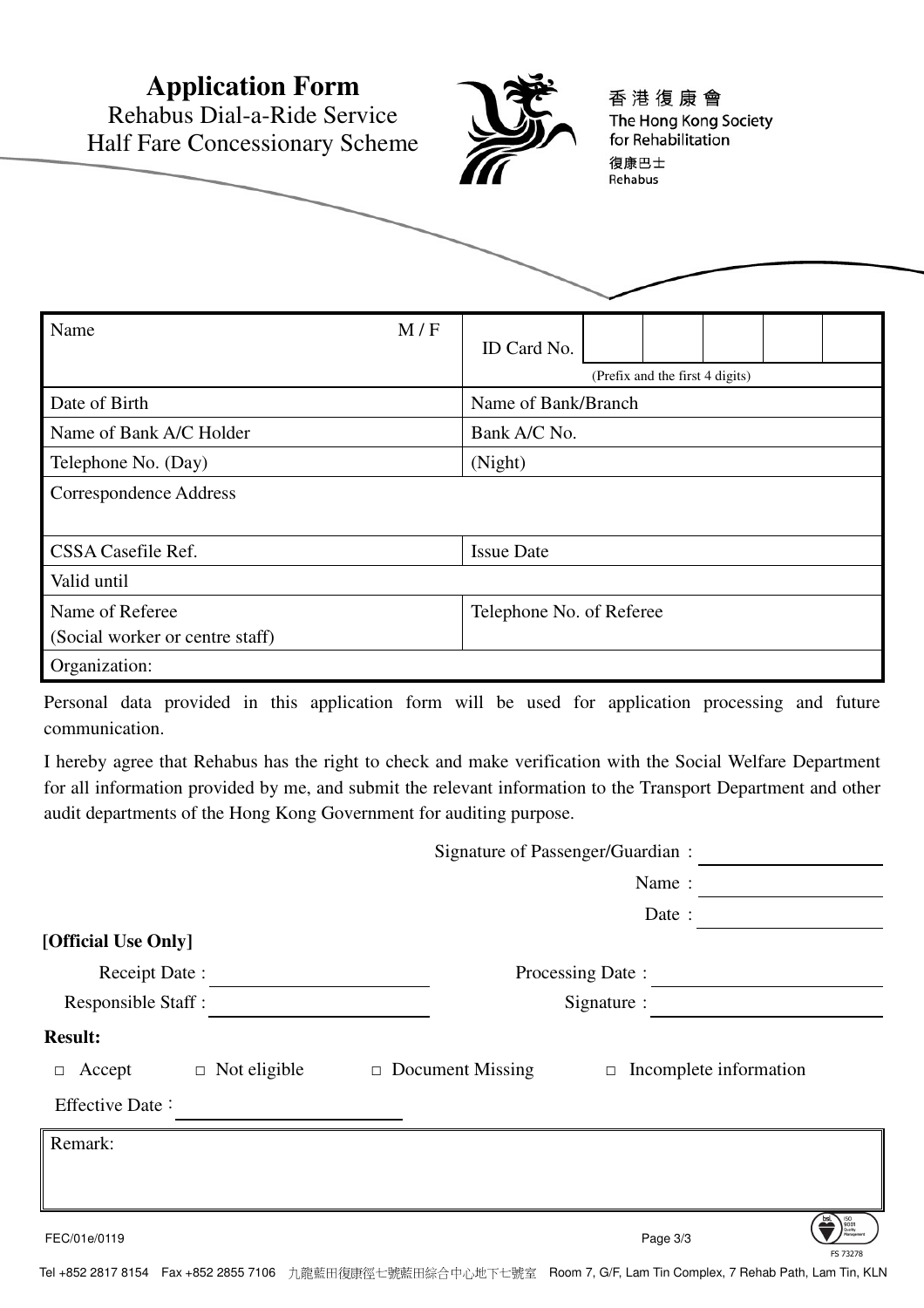# Application Form

Rehabus Dial-a-Ride Service
Half Fare Concessionary Scheme

香 港 復 康 會
The Hong Kong Society for Rehabilitation
復康巴士
Rehabus

| | |
|---|---|
| Name M / F | ID Card No. (Prefix and the first 4 digits) |
| Date of Birth | Name of Bank/Branch |
| Name of Bank A/C Holder | Bank A/C No. |
| Telephone No. (Day) | (Night) |
| Correspondence Address | |
| CSSA Casefile Ref. | Issue Date |
| Valid until | |
| Name of Referee (Social worker or centre staff) | Telephone No. of Referee |
| Organization: | |

Personal data provided in this application form will be used for application processing and future communication.

I hereby agree that Rehabus has the right to check and make verification with the Social Welfare Department for all information provided by me, and submit the relevant information to the Transport Department and other audit departments of the Hong Kong Government for auditing purpose.

Signature of Passenger/Guardian：\_\_\_\_\_\_\_\_\_\_

Name：\_\_\_\_\_\_\_\_\_\_

Date：\_\_\_\_\_\_\_\_\_\_

**[Official Use Only]**

Receipt Date : \_\_\_\_\_\_\_\_\_\_ Processing Date : \_\_\_\_\_\_\_\_\_\_

Responsible Staff : \_\_\_\_\_\_\_\_\_\_ Signature : \_\_\_\_\_\_\_\_\_\_

**Result:**

□ Accept □ Not eligible □ Document Missing □ Incomplete information

Effective Date：\_\_\_\_\_\_\_\_\_\_

| Remark: |
|---|
| |

FEC/01e/0119

Tel +852 2817 8154 Fax +852 2855 7106 九龍藍田復康徑七號藍田綜合中心地下七號室 Room 7, G/F, Lam Tin Complex, 7 Rehab Path, Lam Tin, KLN